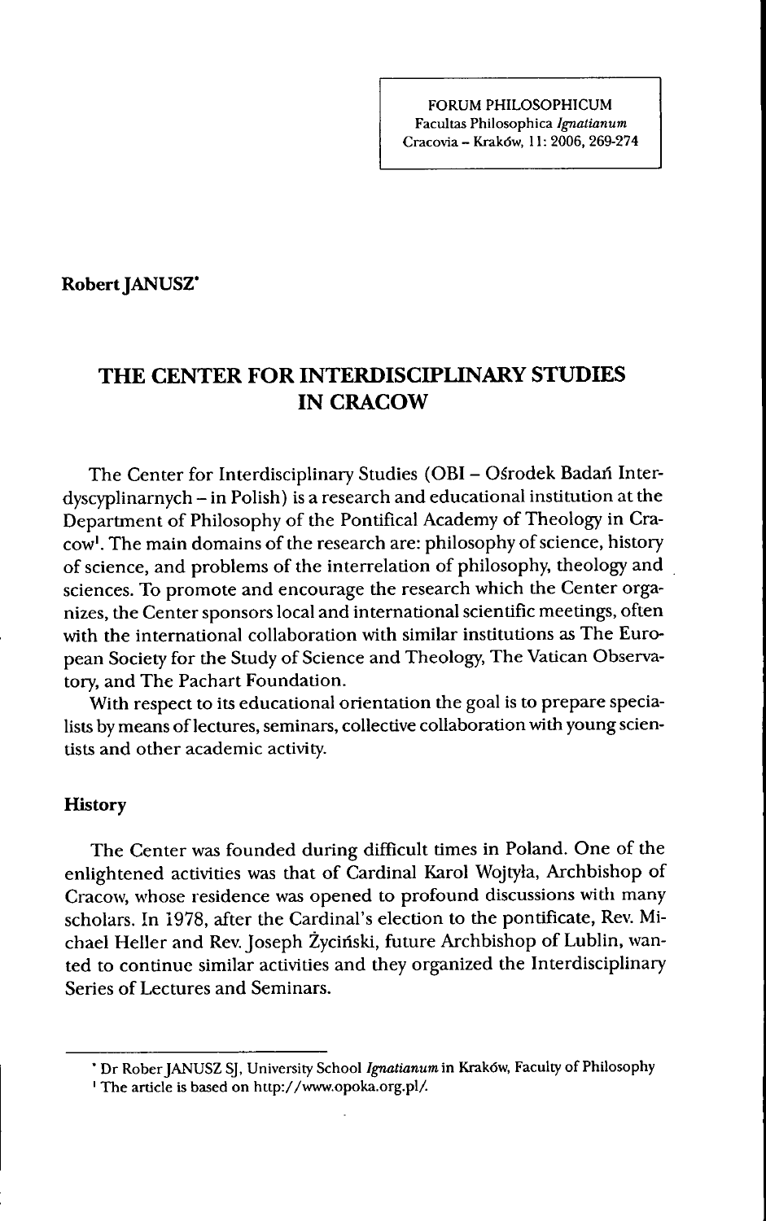Robert JANUSZ*

# THE CENTER FOR INTERDISCIPLINARY STUDIES IN CRACOW

The Center for Interdisciplinary Studies (OBI – Ośrodek Badań Interdyscyplinarnych – in Polish) is a research and educational institution at the Department of Philosophy of the Pontifical Academy of Theology in Cracow[1]. The main domains of the research are: philosophy of science, history of science, and problems of the interrelation of philosophy, theology and sciences. To promote and encourage the research which the Center organizes, the Center sponsors local and international scientific meetings, often with the international collaboration with similar institutions as The European Society for the Study of Science and Theology, The Vatican Observatory, and The Pachart Foundation.

With respect to its educational orientation the goal is to prepare specialists by means of lectures, seminars, collective collaboration with young scientists and other academic activity.

## History

The Center was founded during difficult times in Poland. One of the enlightened activities was that of Cardinal Karol Wojtyła, Archbishop of Cracow, whose residence was opened to profound discussions with many scholars. In 1978, after the Cardinal's election to the pontificate, Rev. Michael Heller and Rev. Joseph Życiński, future Archbishop of Lublin, wanted to continue similar activities and they organized the Interdisciplinary Series of Lectures and Seminars.

---

* Dr Rober JANUSZ SJ, University School *Ignatianum* in Kraków, Faculty of Philosophy

[1] The article is based on http://www.opoka.org.pl/.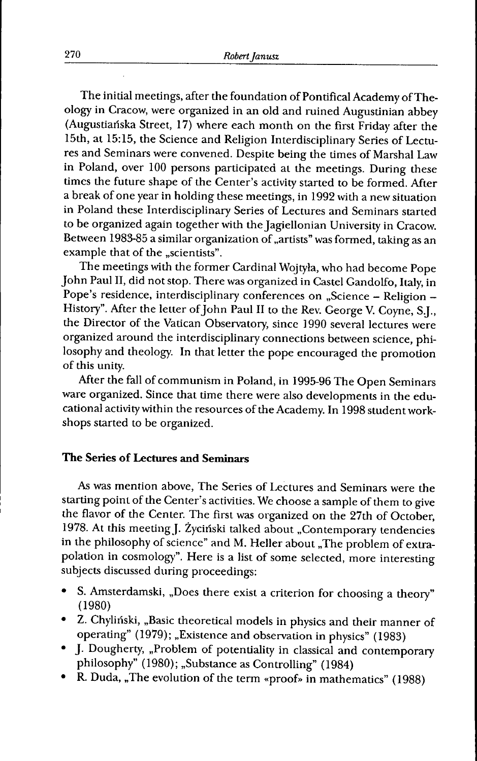The initial meetings, after the foundation of Pontifical Academy of Theology in Cracow, were organized in an old and ruined Augustinian abbey (Augustiańska Street, 17) where each month on the first Friday after the 15th, at 15:15, the Science and Religion Interdisciplinary Series of Lectures and Seminars were convened. Despite being the times of Marshal Law in Poland, over 100 persons participated at the meetings. During these times the future shape of the Center's activity started to be formed. After a break of one year in holding these meetings, in 1992 with a new situation in Poland these Interdisciplinary Series of Lectures and Seminars started to be organized again together with the Jagiellonian University in Cracow. Between 1983-85 a similar organization of „artists" was formed, taking as an example that of the „scientists".

The meetings with the former Cardinal Wojtyła, who had become Pope John Paul II, did not stop. There was organized in Castel Gandolfo, Italy, in Pope's residence, interdisciplinary conferences on „Science – Religion – History". After the letter of John Paul II to the Rev. George V. Coyne, S.J., the Director of the Vatican Observatory, since 1990 several lectures were organized around the interdisciplinary connections between science, philosophy and theology. In that letter the pope encouraged the promotion of this unity.

After the fall of communism in Poland, in 1995-96 The Open Seminars ware organized. Since that time there were also developments in the educational activity within the resources of the Academy. In 1998 student workshops started to be organized.

## The Series of Lectures and Seminars

As was mention above, The Series of Lectures and Seminars were the starting point of the Center's activities. We choose a sample of them to give the flavor of the Center. The first was organized on the 27th of October, 1978. At this meeting J. Życiński talked about „Contemporary tendencies in the philosophy of science" and M. Heller about „The problem of extrapolation in cosmology". Here is a list of some selected, more interesting subjects discussed during proceedings:

- S. Amsterdamski, „Does there exist a criterion for choosing a theory" (1980)
- Z. Chyliński, „Basic theoretical models in physics and their manner of operating" (1979); „Existence and observation in physics" (1983)
- J. Dougherty, „Problem of potentiality in classical and contemporary philosophy" (1980); „Substance as Controlling" (1984)
- R. Duda, „The evolution of the term «proof» in mathematics" (1988)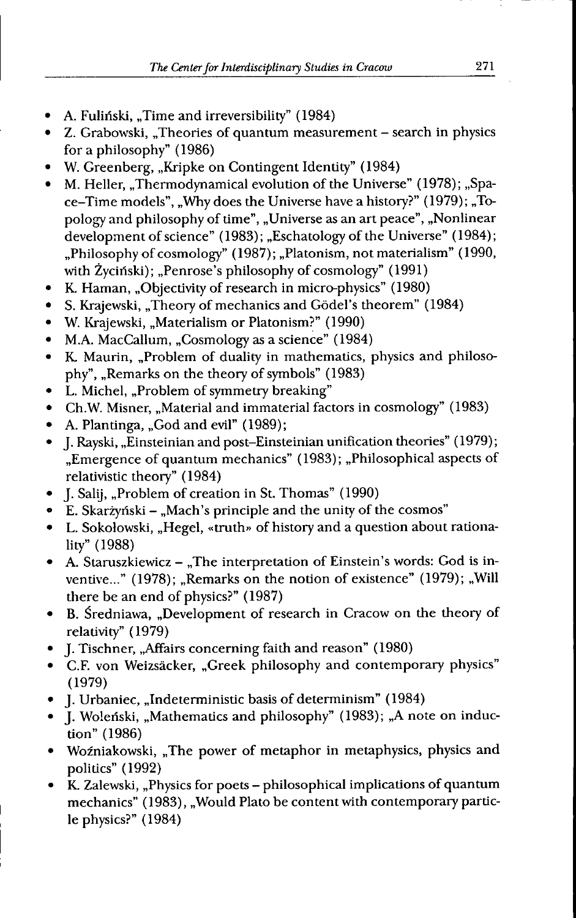- A. Fuliński, „Time and irreversibility" (1984)
- Z. Grabowski, „Theories of quantum measurement – search in physics for a philosophy" (1986)
- W. Greenberg, „Kripke on Contingent Identity" (1984)
- M. Heller, „Thermodynamical evolution of the Universe" (1978); „Space–Time models", „Why does the Universe have a history?" (1979); „Topology and philosophy of time", „Universe as an art peace", „Nonlinear development of science" (1983); „Eschatology of the Universe" (1984); „Philosophy of cosmology" (1987); „Platonism, not materialism" (1990, with Życiński); „Penrose's philosophy of cosmology" (1991)
- K. Haman, „Objectivity of research in micro-physics" (1980)
- S. Krajewski, „Theory of mechanics and Gödel's theorem" (1984)
- W. Krajewski, „Materialism or Platonism?" (1990)
- M.A. MacCallum, „Cosmology as a science" (1984)
- K. Maurin, „Problem of duality in mathematics, physics and philosophy", „Remarks on the theory of symbols" (1983)
- L. Michel, „Problem of symmetry breaking"
- Ch.W. Misner, „Material and immaterial factors in cosmology" (1983)
- A. Plantinga, „God and evil" (1989);
- J. Rayski, „Einsteinian and post-Einsteinian unification theories" (1979); „Emergence of quantum mechanics" (1983); „Philosophical aspects of relativistic theory" (1984)
- J. Salij, „Problem of creation in St. Thomas" (1990)
- E. Skarżyński – „Mach's principle and the unity of the cosmos"
- L. Sokołowski, „Hegel, «truth» of history and a question about rationality" (1988)
- A. Staruszkiewicz – „The interpretation of Einstein's words: God is inventive..." (1978); „Remarks on the notion of existence" (1979); „Will there be an end of physics?" (1987)
- B. Średniawa, „Development of research in Cracow on the theory of relativity" (1979)
- J. Tischner, „Affairs concerning faith and reason" (1980)
- C.F. von Weizsäcker, „Greek philosophy and contemporary physics" (1979)
- J. Urbaniec, „Indeterministic basis of determinism" (1984)
- J. Woleński, „Mathematics and philosophy" (1983); „A note on induction" (1986)
- Woźniakowski, „The power of metaphor in metaphysics, physics and politics" (1992)
- K. Zalewski, „Physics for poets – philosophical implications of quantum mechanics" (1983), „Would Plato be content with contemporary particle physics?" (1984)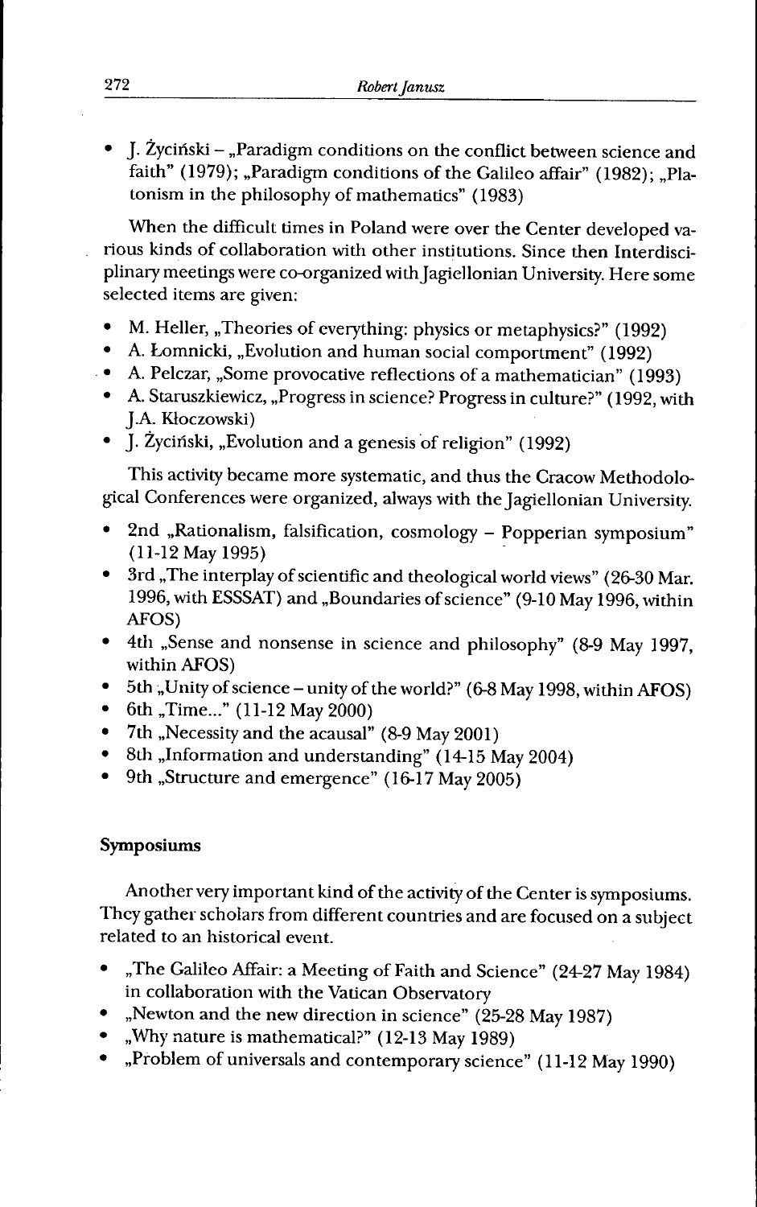- J. Życiński – „Paradigm conditions on the conflict between science and faith" (1979); „Paradigm conditions of the Galileo affair" (1982); „Platonism in the philosophy of mathematics" (1983)

When the difficult times in Poland were over the Center developed various kinds of collaboration with other institutions. Since then Interdisciplinary meetings were co-organized with Jagiellonian University. Here some selected items are given:

- M. Heller, „Theories of everything: physics or metaphysics?" (1992)
- A. Łomnicki, „Evolution and human social comportment" (1992)
- A. Pelczar, „Some provocative reflections of a mathematician" (1993)
- A. Staruszkiewicz, „Progress in science? Progress in culture?" (1992, with J.A. Kłoczowski)
- J. Życiński, „Evolution and a genesis of religion" (1992)

This activity became more systematic, and thus the Cracow Methodological Conferences were organized, always with the Jagiellonian University.

- 2nd „Rationalism, falsification, cosmology – Popperian symposium" (11-12 May 1995)
- 3rd „The interplay of scientific and theological world views" (26-30 Mar. 1996, with ESSSAT) and „Boundaries of science" (9-10 May 1996, within AFOS)
- 4th „Sense and nonsense in science and philosophy" (8-9 May 1997, within AFOS)
- 5th „Unity of science – unity of the world?" (6-8 May 1998, within AFOS)
- 6th „Time..." (11-12 May 2000)
- 7th „Necessity and the acausal" (8-9 May 2001)
- 8th „Information and understanding" (14-15 May 2004)
- 9th „Structure and emergence" (16-17 May 2005)

### Symposiums

Another very important kind of the activity of the Center is symposiums. They gather scholars from different countries and are focused on a subject related to an historical event.

- „The Galileo Affair: a Meeting of Faith and Science" (24-27 May 1984) in collaboration with the Vatican Observatory
- „Newton and the new direction in science" (25-28 May 1987)
- „Why nature is mathematical?" (12-13 May 1989)
- „Problem of universals and contemporary science" (11-12 May 1990)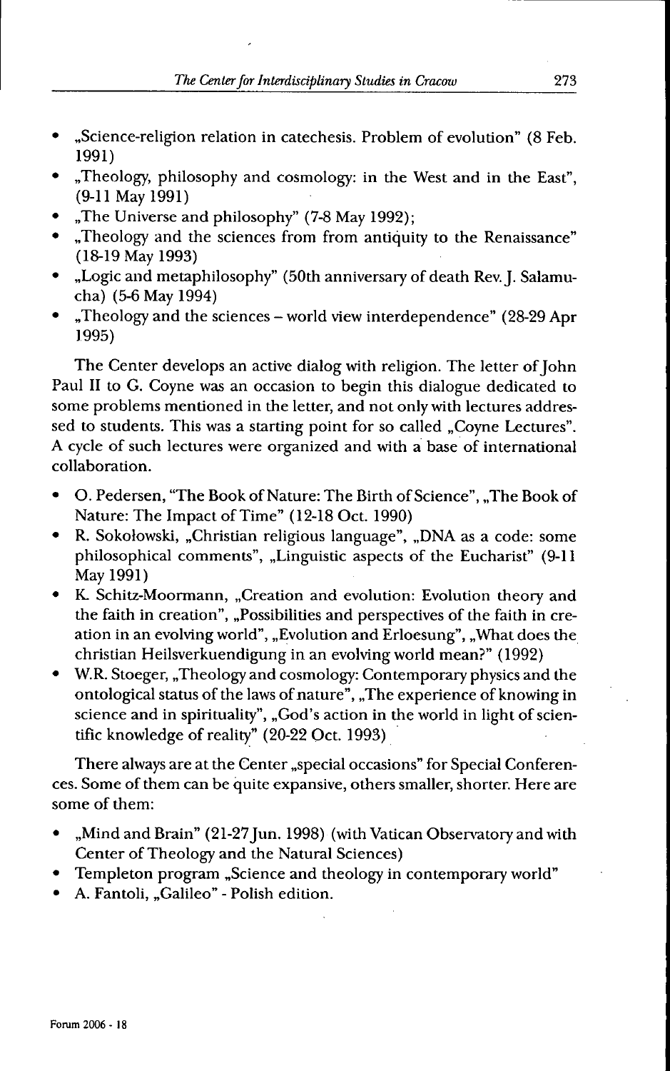- „Science-religion relation in catechesis. Problem of evolution" (8 Feb. 1991)
- „Theology, philosophy and cosmology: in the West and in the East", (9-11 May 1991)
- „The Universe and philosophy" (7-8 May 1992);
- „Theology and the sciences from from antiquity to the Renaissance" (18-19 May 1993)
- „Logic and metaphilosophy" (50th anniversary of death Rev. J. Salamucha) (5-6 May 1994)
- „Theology and the sciences – world view interdependence" (28-29 Apr 1995)

The Center develops an active dialog with religion. The letter of John Paul II to G. Coyne was an occasion to begin this dialogue dedicated to some problems mentioned in the letter, and not only with lectures addressed to students. This was a starting point for so called „Coyne Lectures". A cycle of such lectures were organized and with a base of international collaboration.

- O. Pedersen, "The Book of Nature: The Birth of Science", „The Book of Nature: The Impact of Time" (12-18 Oct. 1990)
- R. Sokołowski, „Christian religious language", „DNA as a code: some philosophical comments", „Linguistic aspects of the Eucharist" (9-11 May 1991)
- K. Schitz-Moormann, „Creation and evolution: Evolution theory and the faith in creation", „Possibilities and perspectives of the faith in creation in an evolving world", „Evolution and Erloesung", „What does the christian Heilsverkuendigung in an evolving world mean?" (1992)
- W.R. Stoeger, „Theology and cosmology: Contemporary physics and the ontological status of the laws of nature", „The experience of knowing in science and in spirituality", „God's action in the world in light of scientific knowledge of reality" (20-22 Oct. 1993)

There always are at the Center „special occasions" for Special Conferences. Some of them can be quite expansive, others smaller, shorter. Here are some of them:

- „Mind and Brain" (21-27 Jun. 1998) (with Vatican Observatory and with Center of Theology and the Natural Sciences)
- Templeton program „Science and theology in contemporary world"
- A. Fantoli, „Galileo" - Polish edition.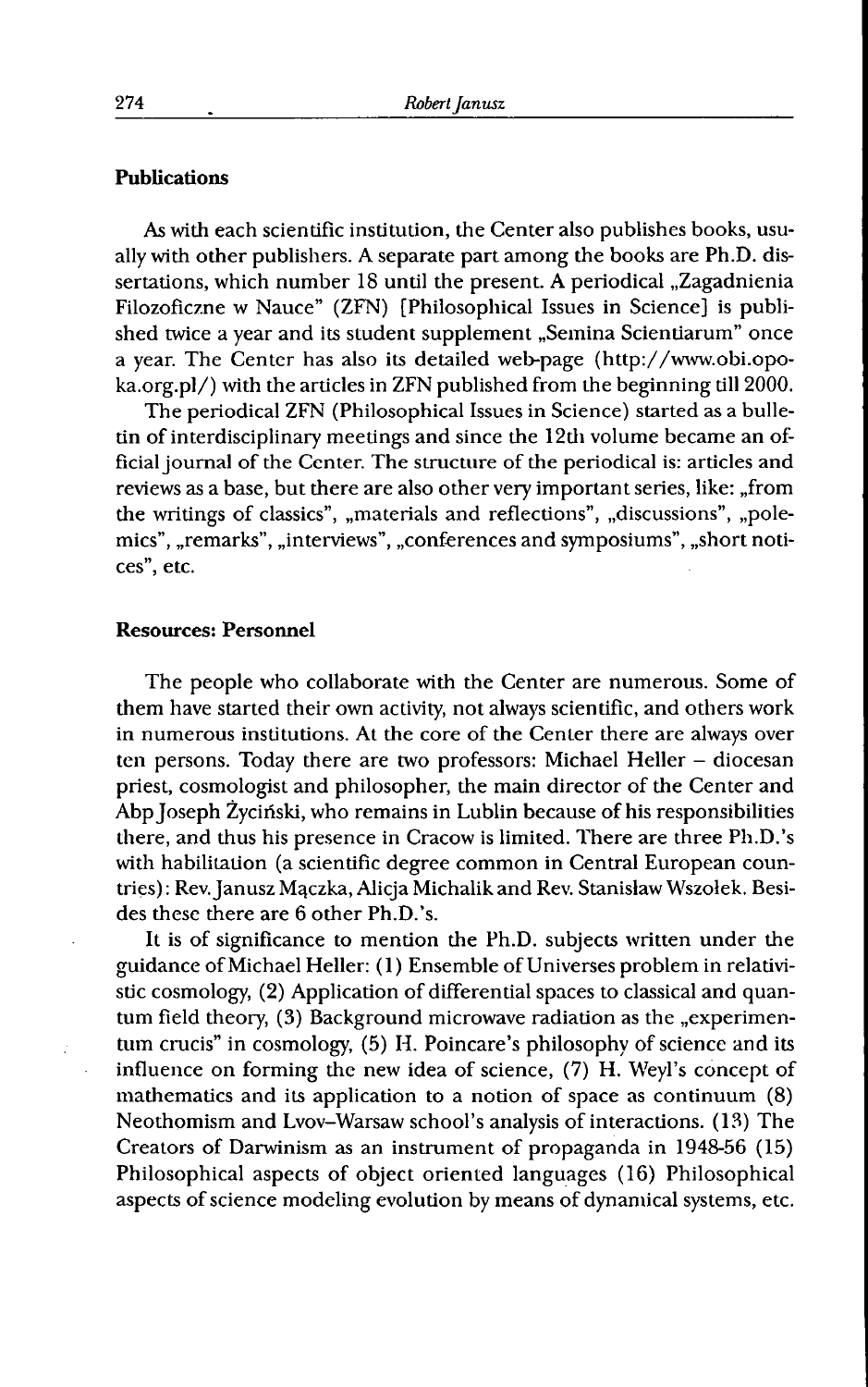## Publications

As with each scientific institution, the Center also publishes books, usually with other publishers. A separate part among the books are Ph.D. dissertations, which number 18 until the present. A periodical „Zagadnienia Filozoficzne w Nauce" (ZFN) [Philosophical Issues in Science] is published twice a year and its student supplement „Semina Scientiarum" once a year. The Center has also its detailed web-page (http://www.obi.opoka.org.pl/) with the articles in ZFN published from the beginning till 2000.

The periodical ZFN (Philosophical Issues in Science) started as a bulletin of interdisciplinary meetings and since the 12th volume became an official journal of the Center. The structure of the periodical is: articles and reviews as a base, but there are also other very important series, like: „from the writings of classics", „materials and reflections", „discussions", „polemics", „remarks", „interviews", „conferences and symposiums", „short notices", etc.

## Resources: Personnel

The people who collaborate with the Center are numerous. Some of them have started their own activity, not always scientific, and others work in numerous institutions. At the core of the Center there are always over ten persons. Today there are two professors: Michael Heller – diocesan priest, cosmologist and philosopher, the main director of the Center and Abp Joseph Życiński, who remains in Lublin because of his responsibilities there, and thus his presence in Cracow is limited. There are three Ph.D.'s with habilitation (a scientific degree common in Central European countries): Rev. Janusz Mączka, Alicja Michalik and Rev. Stanisław Wszołek. Besides these there are 6 other Ph.D.'s.

It is of significance to mention the Ph.D. subjects written under the guidance of Michael Heller: (1) Ensemble of Universes problem in relativistic cosmology, (2) Application of differential spaces to classical and quantum field theory, (3) Background microwave radiation as the „experimentum crucis" in cosmology, (5) H. Poincare's philosophy of science and its influence on forming the new idea of science, (7) H. Weyl's concept of mathematics and its application to a notion of space as continuum (8) Neothomism and Lvov–Warsaw school's analysis of interactions. (13) The Creators of Darwinism as an instrument of propaganda in 1948-56 (15) Philosophical aspects of object oriented languages (16) Philosophical aspects of science modeling evolution by means of dynamical systems, etc.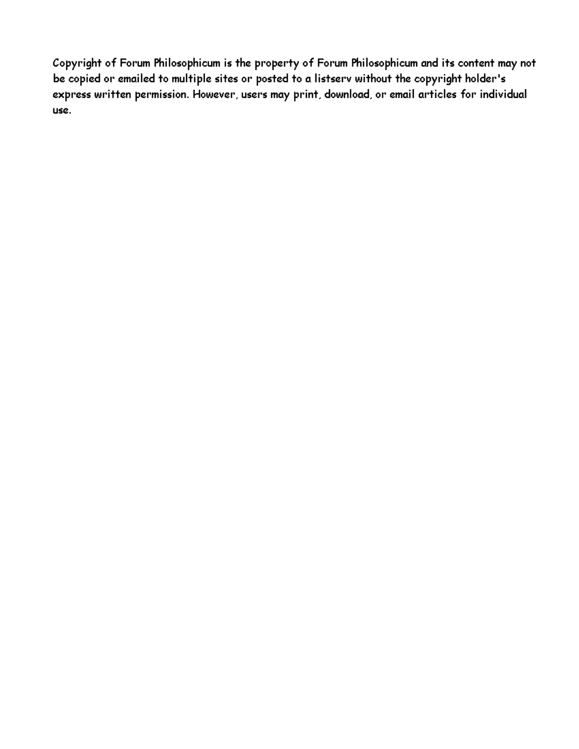Copyright of Forum Philosophicum is the property of Forum Philosophicum and its content may not be copied or emailed to multiple sites or posted to a listserv without the copyright holder's express written permission. However, users may print, download, or email articles for individual use.